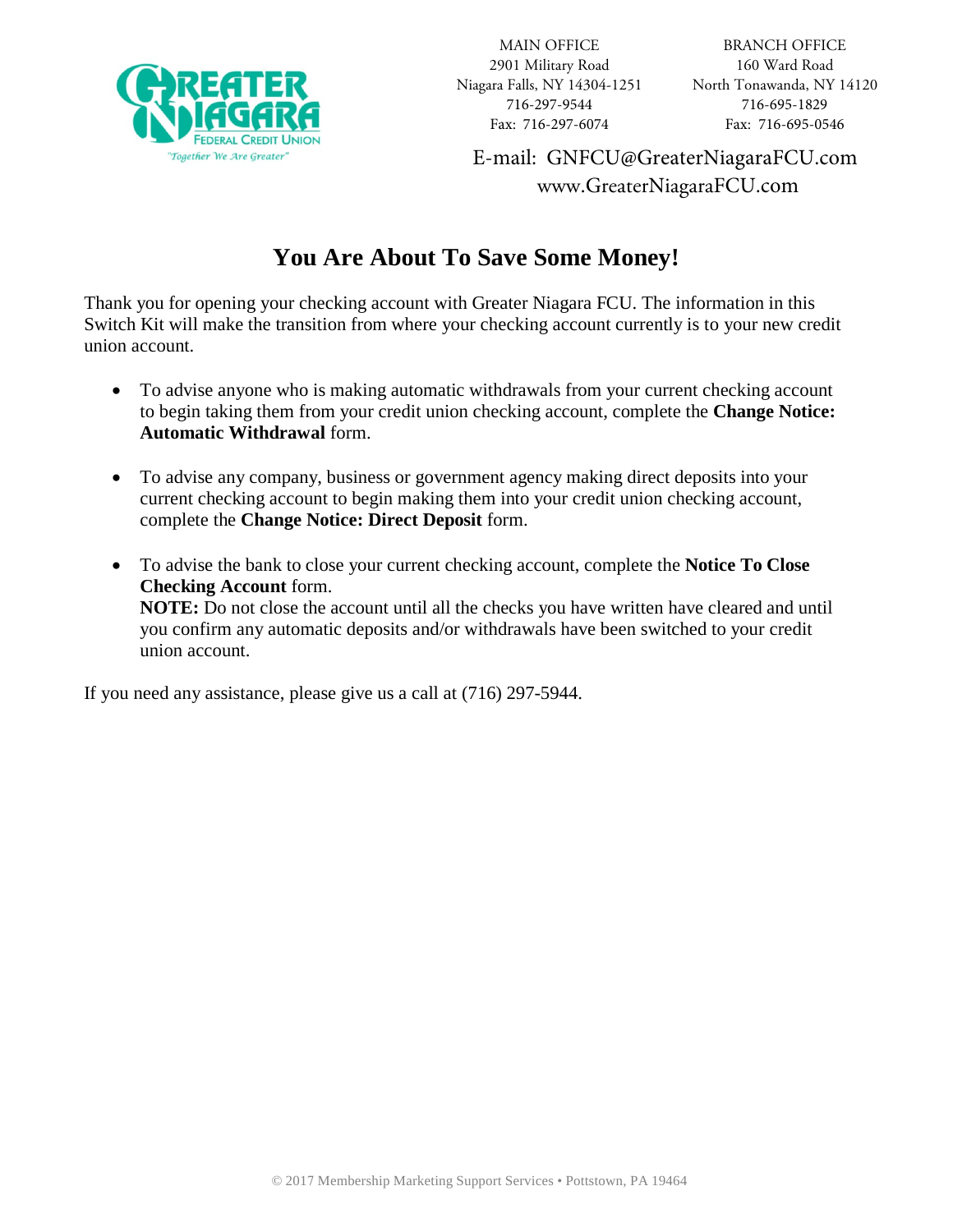GREATER NIAGARA FEDERAL CREDIT UNION
"Together We Are Greater"

MAIN OFFICE
2901 Military Road
Niagara Falls, NY 14304-1251
716-297-9544
Fax: 716-297-6074

BRANCH OFFICE
160 Ward Road
North Tonawanda, NY 14120
716-695-1829
Fax: 716-695-0546

E-mail: GNFCU@GreaterNiagaraFCU.com
www.GreaterNiagaraFCU.com

# You Are About To Save Some Money!

Thank you for opening your checking account with Greater Niagara FCU. The information in this Switch Kit will make the transition from where your checking account currently is to your new credit union account.

- To advise anyone who is making automatic withdrawals from your current checking account to begin taking them from your credit union checking account, complete the **Change Notice: Automatic Withdrawal** form.

- To advise any company, business or government agency making direct deposits into your current checking account to begin making them into your credit union checking account, complete the **Change Notice: Direct Deposit** form.

- To advise the bank to close your current checking account, complete the **Notice To Close Checking Account** form.
  **NOTE:** Do not close the account until all the checks you have written have cleared and until you confirm any automatic deposits and/or withdrawals have been switched to your credit union account.

If you need any assistance, please give us a call at (716) 297-5944.

© 2017 Membership Marketing Support Services • Pottstown, PA 19464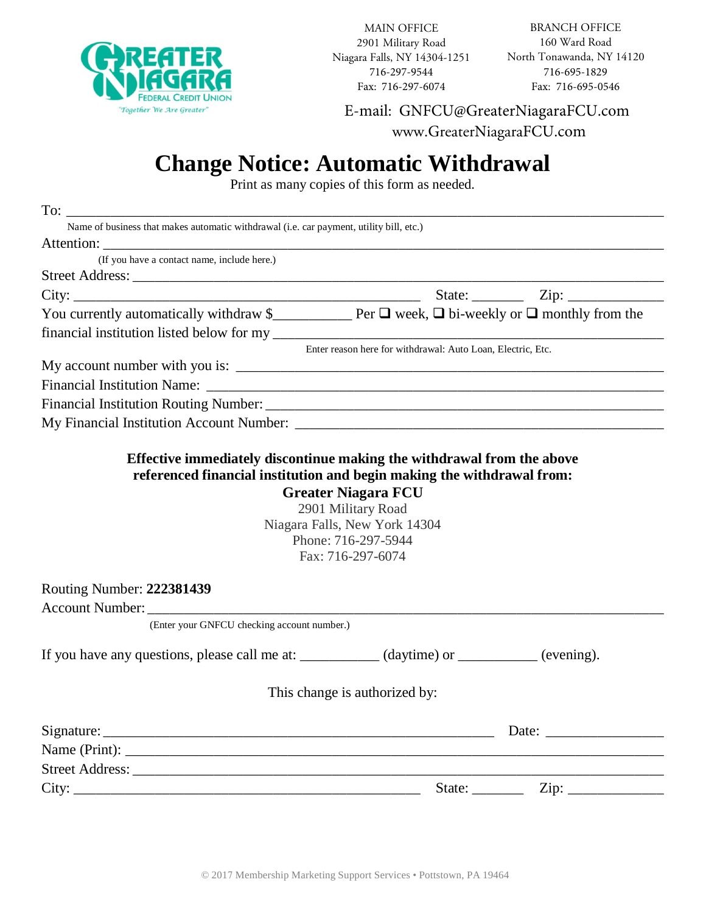MAIN OFFICE
2901 Military Road
Niagara Falls, NY 14304-1251
716-297-9544
Fax: 716-297-6074

BRANCH OFFICE
160 Ward Road
North Tonawanda, NY 14120
716-695-1829
Fax: 716-695-0546

E-mail: GNFCU@GreaterNiagaraFCU.com
www.GreaterNiagaraFCU.com

# Change Notice: Automatic Withdrawal

Print as many copies of this form as needed.

To: ______________________________________________________________________________

Name of business that makes automatic withdrawal (i.e. car payment, utility bill, etc.)

Attention: ______________________________________________________________________

(If you have a contact name, include here.)

Street Address: __________________________________________________________________

City: ________________________________________ State: _______ Zip: _____________

You currently automatically withdraw $__________ Per ❑ week, ❑ bi-weekly or ❑ monthly from the financial institution listed below for my ___________________________________________

Enter reason here for withdrawal: Auto Loan, Electric, Etc.

My account number with you is: ____________________________________________________

Financial Institution Name: _______________________________________________________

Financial Institution Routing Number: _______________________________________________

My Financial Institution Account Number: ___________________________________________

**Effective immediately discontinue making the withdrawal from the above referenced financial institution and begin making the withdrawal from:**

**Greater Niagara FCU**
2901 Military Road
Niagara Falls, New York 14304
Phone: 716-297-5944
Fax: 716-297-6074

Routing Number: **222381439**

Account Number: _________________________________________________________________

(Enter your GNFCU checking account number.)

If you have any questions, please call me at: __________ (daytime) or __________ (evening).

This change is authorized by:

Signature: ____________________________________________ Date: _______________

Name (Print): ___________________________________________________________________

Street Address: __________________________________________________________________

City: ________________________________________ State: _______ Zip: _____________

© 2017 Membership Marketing Support Services • Pottstown, PA 19464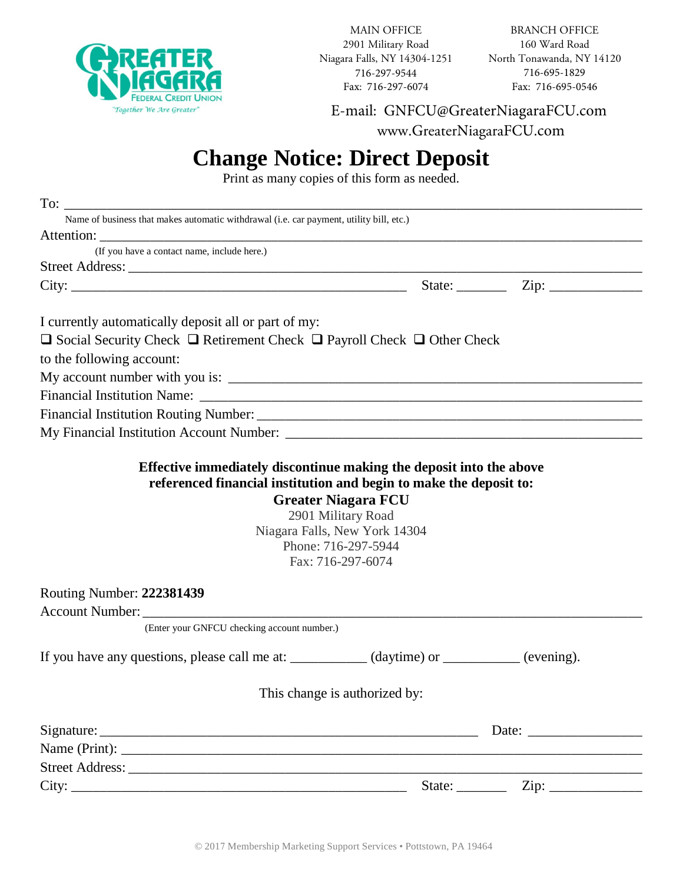Greater Niagara Federal Credit Union
"Together We Are Greater"

MAIN OFFICE
2901 Military Road
Niagara Falls, NY 14304-1251
716-297-9544
Fax: 716-297-6074

BRANCH OFFICE
160 Ward Road
North Tonawanda, NY 14120
716-695-1829
Fax: 716-695-0546

E-mail: GNFCU@GreaterNiagaraFCU.com
www.GreaterNiagaraFCU.com

# Change Notice: Direct Deposit

Print as many copies of this form as needed.

To: ___________________________________________________________________________
Name of business that makes automatic withdrawal (i.e. car payment, utility bill, etc.)

Attention: ______________________________________________________________________
(If you have a contact name, include here.)

Street Address: __________________________________________________________________

City: ________________________________________ State: _______ Zip: _____________

I currently automatically deposit all or part of my:

❑ Social Security Check ❑ Retirement Check ❑ Payroll Check ❑ Other Check

to the following account:

My account number with you is: ____________________________________________________

Financial Institution Name: _______________________________________________________

Financial Institution Routing Number: ______________________________________________

My Financial Institution Account Number: ___________________________________________

**Effective immediately discontinue making the deposit into the above referenced financial institution and begin to make the deposit to:**

**Greater Niagara FCU**
2901 Military Road
Niagara Falls, New York 14304
Phone: 716-297-5944
Fax: 716-297-6074

Routing Number: **222381439**

Account Number: _______________________________________________________________
(Enter your GNFCU checking account number.)

If you have any questions, please call me at: __________ (daytime) or __________ (evening).

This change is authorized by:

Signature: ____________________________________________ Date: ________________

Name (Print): ___________________________________________________________________

Street Address: _________________________________________________________________

City: ________________________________________ State: _______ Zip: _____________

© 2017 Membership Marketing Support Services • Pottstown, PA 19464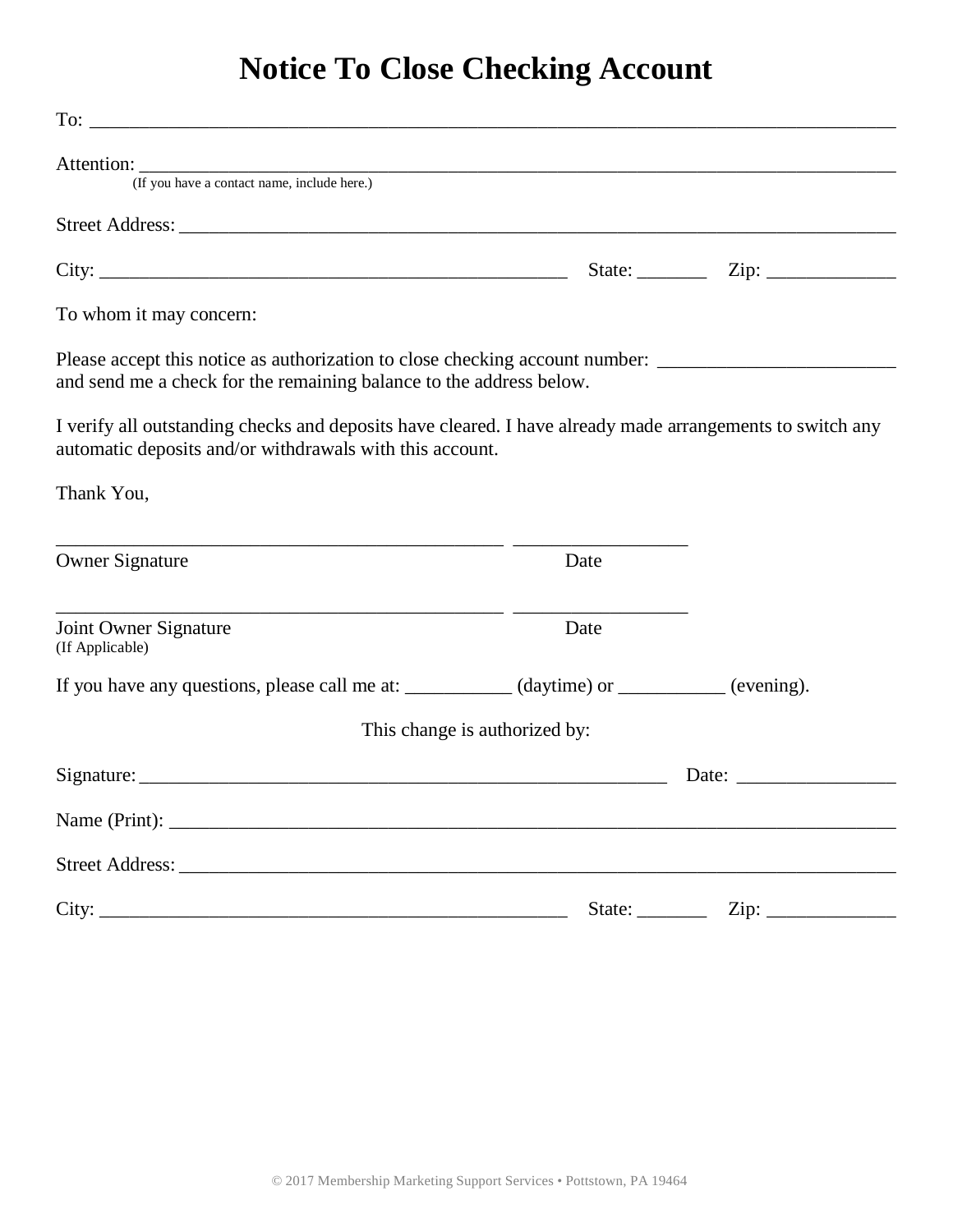# Notice To Close Checking Account

To: ____________________________________________________________________________________

Attention: ______________________________________________________________________________
(If you have a contact name, include here.)

Street Address: __________________________________________________________________________

City: _________________________________________________ State: _______ Zip: _____________

To whom it may concern:

Please accept this notice as authorization to close checking account number: ________________________ and send me a check for the remaining balance to the address below.

I verify all outstanding checks and deposits have cleared. I have already made arrangements to switch any automatic deposits and/or withdrawals with this account.

Thank You,

_______________________________________________ _________________
Owner Signature Date

_______________________________________________ _________________
Joint Owner Signature Date
(If Applicable)

If you have any questions, please call me at: ___________ (daytime) or ___________ (evening).

This change is authorized by:

Signature: ________________________________________________________ Date: ________________

Name (Print): ____________________________________________________________________________

Street Address: __________________________________________________________________________

City: _________________________________________________ State: _______ Zip: _____________

© 2017 Membership Marketing Support Services • Pottstown, PA 19464